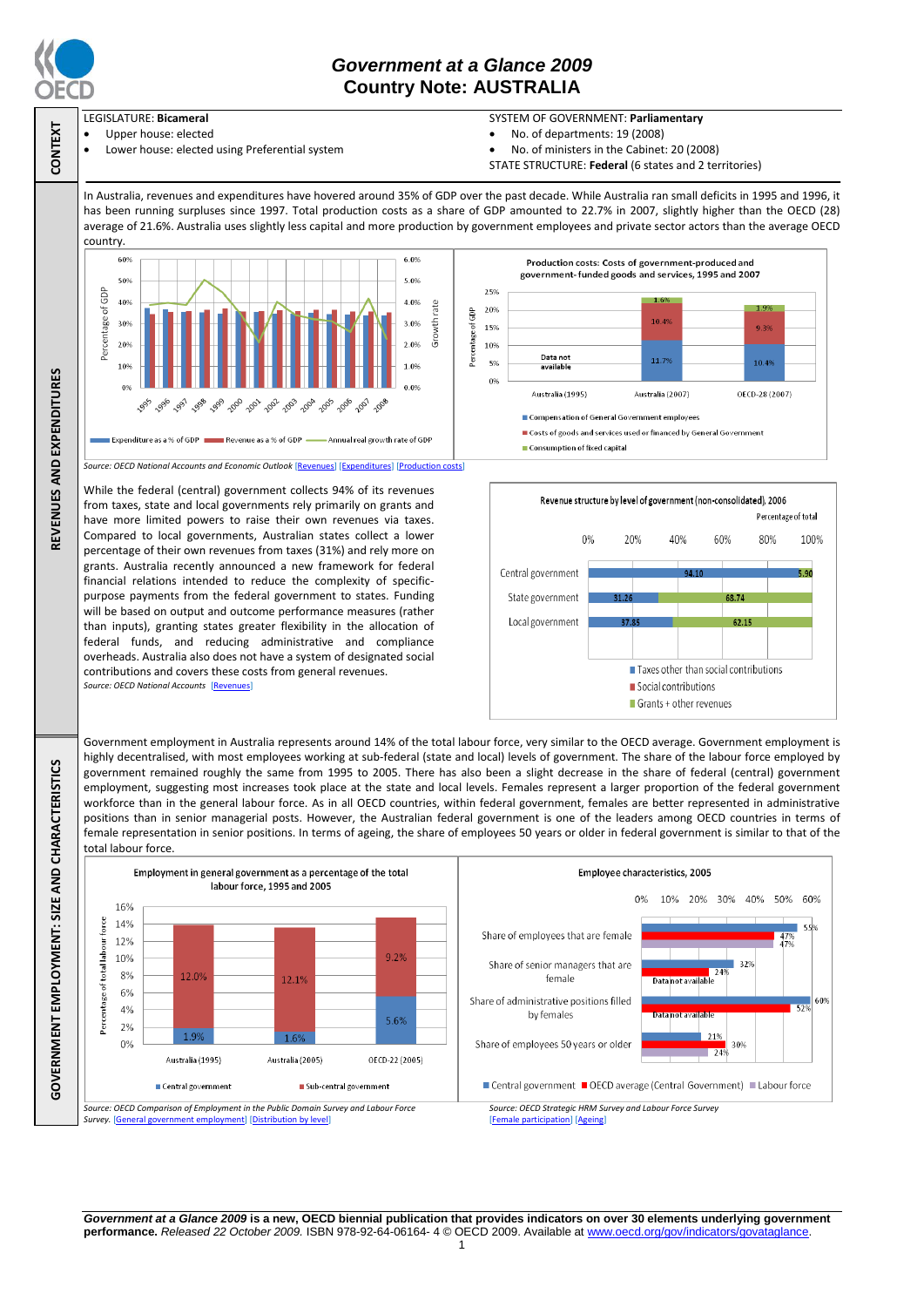# Government at a Glance 2009
## Country Note: AUSTRALIA

### CONTEXT

LEGISLATURE: **Bicameral**

- Upper house: elected
- Lower house: elected using Preferential system

SYSTEM OF GOVERNMENT: **Parliamentary**

- No. of departments: 19 (2008)
- No. of ministers in the Cabinet: 20 (2008)

STATE STRUCTURE: **Federal** (6 states and 2 territories)

### REVENUES AND EXPENDITURES

In Australia, revenues and expenditures have hovered around 35% of GDP over the past decade. While Australia ran small deficits in 1995 and 1996, it has been running surpluses since 1997. Total production costs as a share of GDP amounted to 22.7% in 2007, slightly higher than the OECD (28) average of 21.6%. Australia uses slightly less capital and more production by government employees and private sector actors than the average OECD country.

**Production costs: Costs of government-produced and government-funded goods and services, 1995 and 2007**

| Percentage of GDP | Australia (1995) | Australia (2007) | OECD-28 (2007) |
|---|---|---|---|
| Compensation of General Government employees | Data not available | 11.7% | 10.4% |
| Costs of goods and services used or financed by General Government | | 10.4% | 9.3% |
| Consumption of fixed capital | | 1.6% | 1.9% |

*Source: OECD National Accounts and Economic Outlook* [Revenues] [Expenditures] [Production costs]

While the federal (central) government collects 94% of its revenues from taxes, state and local governments rely primarily on grants and have more limited powers to raise their own revenues via taxes. Compared to local governments, Australian states collect a lower percentage of their own revenues from taxes (31%) and rely more on grants. Australia recently announced a new framework for federal financial relations intended to reduce the complexity of specific-purpose payments from the federal government to states. Funding will be based on output and outcome performance measures (rather than inputs), granting states greater flexibility in the allocation of federal funds, and reducing administrative and compliance overheads. Australia also does not have a system of designated social contributions and covers these costs from general revenues.

*Source: OECD National Accounts* [Revenues]

**Revenue structure by level of government (non-consolidated), 2006**

Percentage of total

| | Taxes other than social contributions | Social contributions | Grants + other revenues |
|---|---|---|---|
| Central government | 94.10 | | 5.90 |
| State government | 31.26 | | 68.74 |
| Local government | 37.85 | | 62.15 |

### GOVERNMENT EMPLOYMENT: SIZE AND CHARACTERISTICS

Government employment in Australia represents around 14% of the total labour force, very similar to the OECD average. Government employment is highly decentralised, with most employees working at sub-federal (state and local) levels of government. The share of the labour force employed by government remained roughly the same from 1995 to 2005. There has also been a slight decrease in the share of federal (central) government employment, suggesting most increases took place at the state and local levels. Females represent a larger proportion of the federal government workforce than in the general labour force. As in all OECD countries, within federal government, females are better represented in administrative positions than in senior managerial posts. However, the Australian federal government is one of the leaders among OECD countries in terms of female representation in senior positions. In terms of ageing, the share of employees 50 years or older in federal government is similar to that of the total labour force.

**Employment in general government as a percentage of the total labour force, 1995 and 2005**

| Percentage of total labour force | Australia (1995) | Australia (2005) | OECD-22 (2005) |
|---|---|---|---|
| Central government | 1.9% | 1.6% | 5.6% |
| Sub-central government | 12.0% | 12.1% | 9.2% |

*Source: OECD Comparison of Employment in the Public Domain Survey and Labour Force Survey.* [General government employment] [Distribution by level]

**Employee characteristics, 2005**

| | Central government | OECD average (Central Government) | Labour force |
|---|---|---|---|
| Share of employees that are female | 55% | 47% | 47% |
| Share of senior managers that are female | 32% | 24% | Data not available |
| Share of administrative positions filled by females | 60% | 52% | Data not available |
| Share of employees 50 years or older | 21% | 30% | 24% |

*Source: OECD Strategic HRM Survey and Labour Force Survey* [Female participation] [Ageing]

***Government at a Glance 2009*** **is a new, OECD biennial publication that provides indicators on over 30 elements underlying government performance.** *Released 22 October 2009.* ISBN 978-92-64-06164- 4 © OECD 2009. Available at www.oecd.org/gov/indicators/govataglance.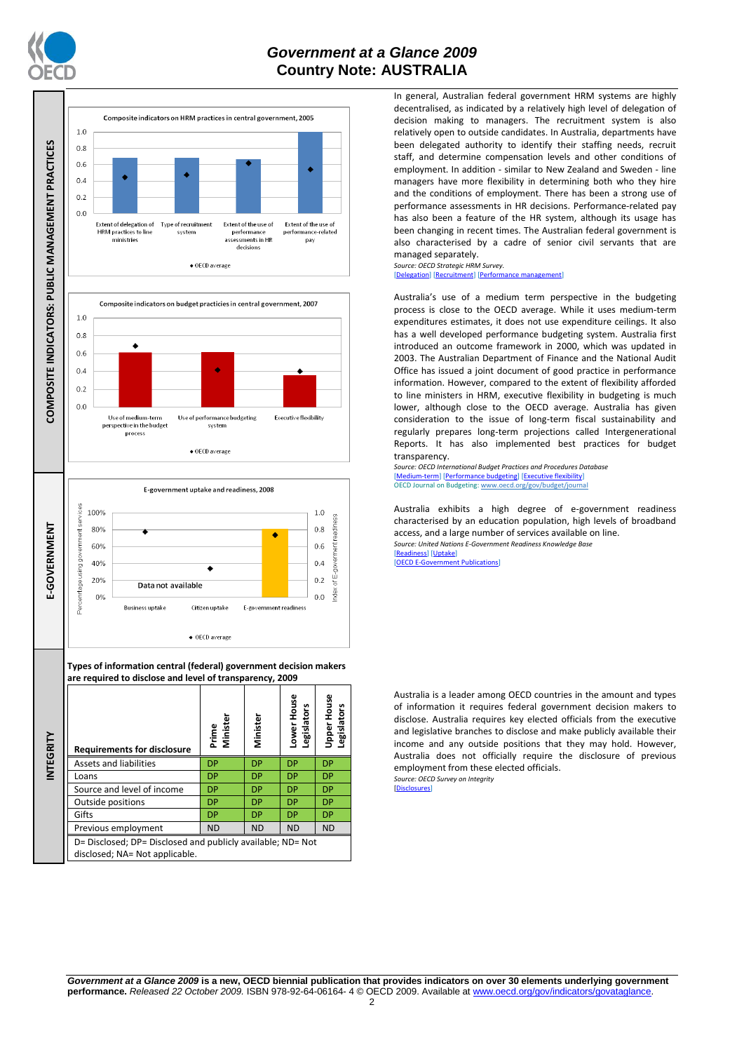# Government at a Glance 2009
## Country Note: AUSTRALIA

## COMPOSITE INDICATORS: PUBLIC MANAGEMENT PRACTICES

**Composite indicators on HRM practices in central government, 2005**

Extent of delegation of HRM practices to line ministries | Type of recruitment system | Extent of the use of performance assessments in HR decisions | Extent of the use of performance-related pay

◆ OECD average

In general, Australian federal government HRM systems are highly decentralised, as indicated by a relatively high level of delegation of decision making to managers. The recruitment system is also relatively open to outside candidates. In Australia, departments have been delegated authority to identify their staffing needs, recruit staff, and determine compensation levels and other conditions of employment. In addition - similar to New Zealand and Sweden - line managers have more flexibility in determining both who they hire and the conditions of employment. There has been a strong use of performance assessments in HR decisions. Performance-related pay has also been a feature of the HR system, although its usage has been changing in recent times. The Australian federal government is also characterised by a cadre of senior civil servants that are managed separately.

*Source: OECD Strategic HRM Survey.*
[Delegation] [Recruitment] [Performance management]

**Composite indicators on budget practicies in central government, 2007**

Use of medium-term perspective in the budget process | Use of performance budgeting system | Executive flexibility

◆ OECD average

Australia's use of a medium term perspective in the budgeting process is close to the OECD average. While it uses medium-term expenditures estimates, it does not use expenditure ceilings. It also has a well developed performance budgeting system. Australia first introduced an outcome framework in 2000, which was updated in 2003. The Australian Department of Finance and the National Audit Office has issued a joint document of good practice in performance information. However, compared to the extent of flexibility afforded to line ministers in HRM, executive flexibility in budgeting is much lower, although close to the OECD average. Australia has given consideration to the issue of long-term fiscal sustainability and regularly prepares long-term projections called Intergenerational Reports. It has also implemented best practices for budget transparency.

*Source: OECD International Budget Practices and Procedures Database*
[Medium-term] [Performance budgeting] [Executive flexibility]
OECD Journal on Budgeting: www.oecd.org/gov/budget/journal

## E-GOVERNMENT

**E-government uptake and readiness, 2008**

Business uptake | Citizen uptake | E-government readiness

Data not available

◆ OECD average

Australia exhibits a high degree of e-government readiness characterised by an education population, high levels of broadband access, and a large number of services available on line.

*Source: United Nations E-Government Readiness Knowledge Base*
[Readiness] [Uptake]
[OECD E-Government Publications]

## INTEGRITY

**Types of information central (federal) government decision makers are required to disclose and level of transparency, 2009**

| Requirements for disclosure | Prime Minister | Minister | Lower House Legislators | Upper House Legislators |
|---|---|---|---|---|
| Assets and liabilities | DP | DP | DP | DP |
| Loans | DP | DP | DP | DP |
| Source and level of income | DP | DP | DP | DP |
| Outside positions | DP | DP | DP | DP |
| Gifts | DP | DP | DP | DP |
| Previous employment | ND | ND | ND | ND |

D= Disclosed; DP= Disclosed and publicly available; ND= Not disclosed; NA= Not applicable.

Australia is a leader among OECD countries in the amount and types of information it requires federal government decision makers to disclose. Australia requires key elected officials from the executive and legislative branches to disclose and make publicly available their income and any outside positions that they may hold. However, Australia does not officially require the disclosure of previous employment from these elected officials.

*Source: OECD Survey on Integrity*
[Disclosures]

***Government at a Glance 2009*** **is a new, OECD biennial publication that provides indicators on over 30 elements underlying government performance.** *Released 22 October 2009.* ISBN 978-92-64-06164- 4 © OECD 2009. Available at www.oecd.org/gov/indicators/govataglance.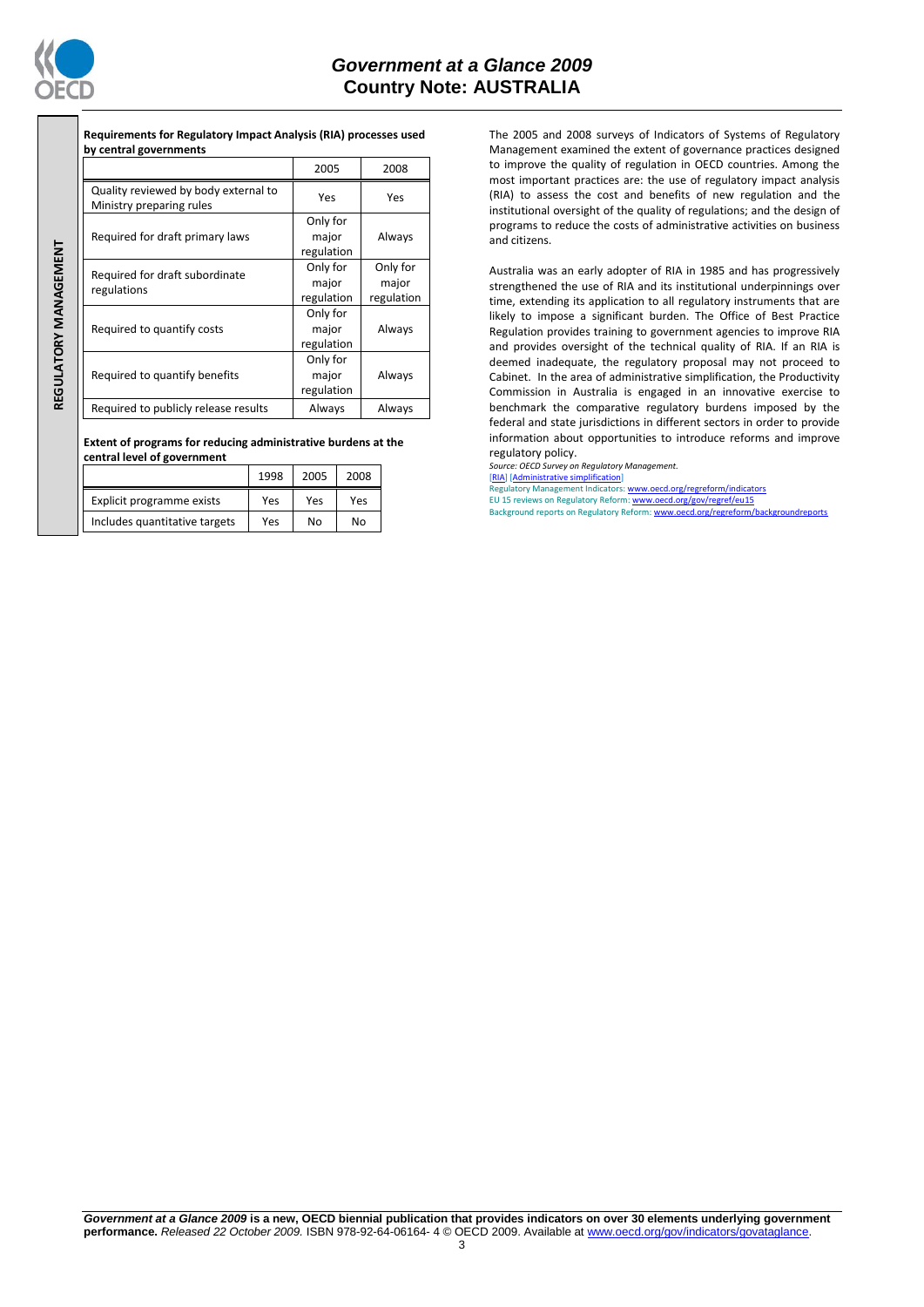## REGULATORY MANAGEMENT

**Requirements for Regulatory Impact Analysis (RIA) processes used by central governments**

| | 2005 | 2008 |
|---|---|---|
| Quality reviewed by body external to Ministry preparing rules | Yes | Yes |
| Required for draft primary laws | Only for major regulation | Always |
| Required for draft subordinate regulations | Only for major regulation | Only for major regulation |
| Required to quantify costs | Only for major regulation | Always |
| Required to quantify benefits | Only for major regulation | Always |
| Required to publicly release results | Always | Always |

**Extent of programs for reducing administrative burdens at the central level of government**

| | 1998 | 2005 | 2008 |
|---|---|---|---|
| Explicit programme exists | Yes | Yes | Yes |
| Includes quantitative targets | Yes | No | No |

The 2005 and 2008 surveys of Indicators of Systems of Regulatory Management examined the extent of governance practices designed to improve the quality of regulation in OECD countries. Among the most important practices are: the use of regulatory impact analysis (RIA) to assess the cost and benefits of new regulation and the institutional oversight of the quality of regulations; and the design of programs to reduce the costs of administrative activities on business and citizens.

Australia was an early adopter of RIA in 1985 and has progressively strengthened the use of RIA and its institutional underpinnings over time, extending its application to all regulatory instruments that are likely to impose a significant burden. The Office of Best Practice Regulation provides training to government agencies to improve RIA and provides oversight of the technical quality of RIA. If an RIA is deemed inadequate, the regulatory proposal may not proceed to Cabinet. In the area of administrative simplification, the Productivity Commission in Australia is engaged in an innovative exercise to benchmark the comparative regulatory burdens imposed by the federal and state jurisdictions in different sectors in order to provide information about opportunities to introduce reforms and improve regulatory policy.

*Source: OECD Survey on Regulatory Management.*

[RIA] [Administrative simplification]

Regulatory Management Indicators: www.oecd.org/regreform/indicators

EU 15 reviews on Regulatory Reform: www.oecd.org/gov/regref/eu15

Background reports on Regulatory Reform: www.oecd.org/regreform/backgroundreports

***Government at a Glance 2009*** **is a new, OECD biennial publication that provides indicators on over 30 elements underlying government performance.** *Released 22 October 2009.* ISBN 978-92-64-06164- 4 © OECD 2009. Available at www.oecd.org/gov/indicators/govataglance.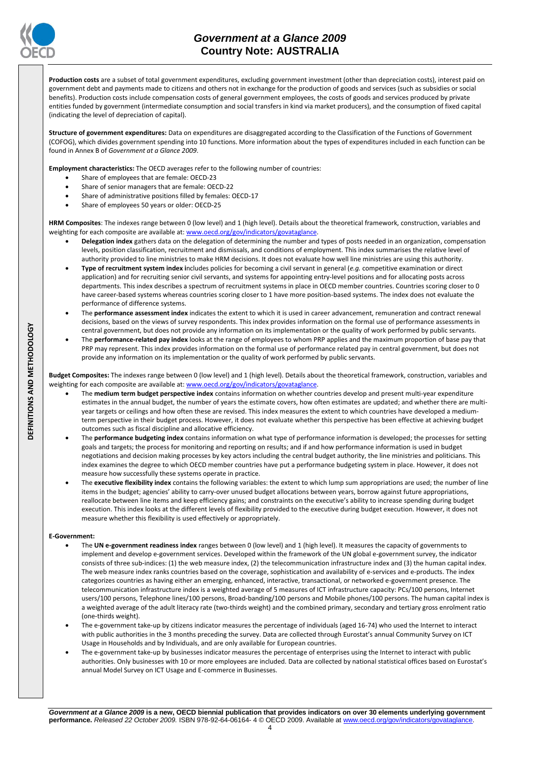**Production costs** are a subset of total government expenditures, excluding government investment (other than depreciation costs), interest paid on government debt and payments made to citizens and others not in exchange for the production of goods and services (such as subsidies or social benefits). Production costs include compensation costs of general government employees, the costs of goods and services produced by private entities funded by government (intermediate consumption and social transfers in kind via market producers), and the consumption of fixed capital (indicating the level of depreciation of capital).

**Structure of government expenditures:** Data on expenditures are disaggregated according to the Classification of the Functions of Government (COFOG), which divides government spending into 10 functions. More information about the types of expenditures included in each function can be found in Annex B of *Government at a Glance 2009*.

**Employment characteristics:** The OECD averages refer to the following number of countries:

- Share of employees that are female: OECD-23
- Share of senior managers that are female: OECD-22
- Share of administrative positions filled by females: OECD-17
- Share of employees 50 years or older: OECD-25

**HRM Composites**: The indexes range between 0 (low level) and 1 (high level). Details about the theoretical framework, construction, variables and weighting for each composite are available at: www.oecd.org/gov/indicators/govataglance.

- **Delegation index** gathers data on the delegation of determining the number and types of posts needed in an organization, compensation levels, position classification, recruitment and dismissals, and conditions of employment. This index summarises the relative level of authority provided to line ministries to make HRM decisions. It does not evaluate how well line ministries are using this authority.
- **Type of recruitment system index i**ncludes policies for becoming a civil servant in general (*e.g.* competitive examination or direct application) and for recruiting senior civil servants, and systems for appointing entry-level positions and for allocating posts across departments. This index describes a spectrum of recruitment systems in place in OECD member countries. Countries scoring closer to 0 have career-based systems whereas countries scoring closer to 1 have more position-based systems. The index does not evaluate the performance of difference systems.
- The **performance assessment index** indicates the extent to which it is used in career advancement, remuneration and contract renewal decisions, based on the views of survey respondents. This index provides information on the formal use of performance assessments in central government, but does not provide any information on its implementation or the quality of work performed by public servants.
- The **performance-related pay index** looks at the range of employees to whom PRP applies and the maximum proportion of base pay that PRP may represent. This index provides information on the formal use of performance related pay in central government, but does not provide any information on its implementation or the quality of work performed by public servants.

**Budget Composites:** The indexes range between 0 (low level) and 1 (high level). Details about the theoretical framework, construction, variables and weighting for each composite are available at: www.oecd.org/gov/indicators/govataglance.

- The **medium term budget perspective index** contains information on whether countries develop and present multi-year expenditure estimates in the annual budget, the number of years the estimate covers, how often estimates are updated; and whether there are multi-year targets or ceilings and how often these are revised. This index measures the extent to which countries have developed a medium-term perspective in their budget process. However, it does not evaluate whether this perspective has been effective at achieving budget outcomes such as fiscal discipline and allocative efficiency.
- The **performance budgeting index** contains information on what type of performance information is developed; the processes for setting goals and targets; the process for monitoring and reporting on results; and if and how performance information is used in budget negotiations and decision making processes by key actors including the central budget authority, the line ministries and politicians. This index examines the degree to which OECD member countries have put a performance budgeting system in place. However, it does not measure how successfully these systems operate in practice.
- The **executive flexibility index** contains the following variables: the extent to which lump sum appropriations are used; the number of line items in the budget; agencies' ability to carry-over unused budget allocations between years, borrow against future appropriations, reallocate between line items and keep efficiency gains; and constraints on the executive's ability to increase spending during budget execution. This index looks at the different levels of flexibility provided to the executive during budget execution. However, it does not measure whether this flexibility is used effectively or appropriately.

**E-Government:**

- The **UN e-government readiness index** ranges between 0 (low level) and 1 (high level). It measures the capacity of governments to implement and develop e-government services. Developed within the framework of the UN global e-government survey, the indicator consists of three sub-indices: (1) the web measure index, (2) the telecommunication infrastructure index and (3) the human capital index. The web measure index ranks countries based on the coverage, sophistication and availability of e-services and e-products. The index categorizes countries as having either an emerging, enhanced, interactive, transactional, or networked e-government presence. The telecommunication infrastructure index is a weighted average of 5 measures of ICT infrastructure capacity: PCs/100 persons, Internet users/100 persons, Telephone lines/100 persons, Broad-banding/100 persons and Mobile phones/100 persons. The human capital index is a weighted average of the adult literacy rate (two-thirds weight) and the combined primary, secondary and tertiary gross enrolment ratio (one-thirds weight).
- The e-government take-up by citizens indicator measures the percentage of individuals (aged 16-74) who used the Internet to interact with public authorities in the 3 months preceding the survey. Data are collected through Eurostat's annual Community Survey on ICT Usage in Households and by Individuals, and are only available for European countries.
- The e-government take-up by businesses indicator measures the percentage of enterprises using the Internet to interact with public authorities. Only businesses with 10 or more employees are included. Data are collected by national statistical offices based on Eurostat's annual Model Survey on ICT Usage and E-commerce in Businesses.